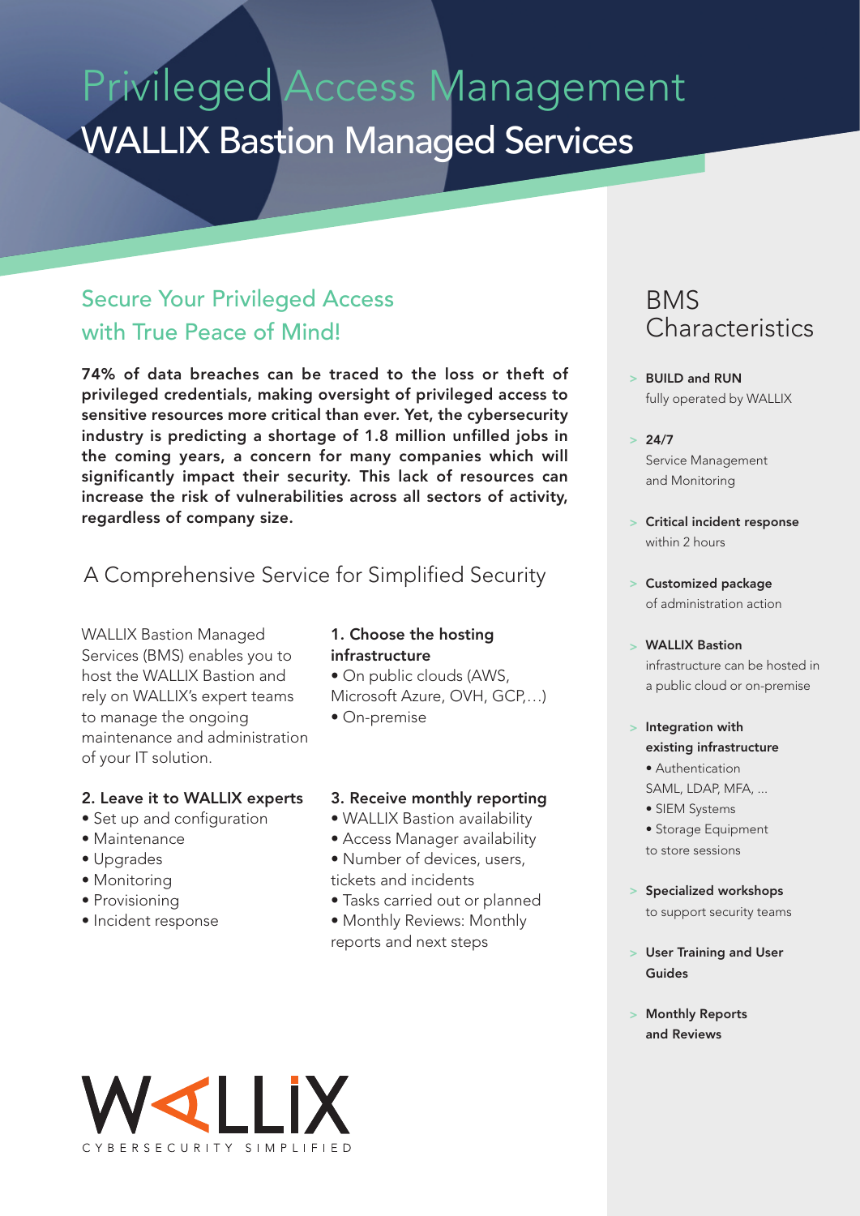# Privileged Access Management

## WALLIX Bastion Managed Services

### Secure Your Privileged Access with True Peace of Mind!

**74% of data breaches can be traced to the loss or theft of privileged credentials, making oversight of privileged access to sensitive resources more critical than ever. Yet, the cybersecurity industry is predicting a shortage of 1.8 million unfilled jobs in the coming years, a concern for many companies which will significantly impact their security. This lack of resources can increase the risk of vulnerabilities across all sectors of activity, regardless of company size.**

### A Comprehensive Service for Simplified Security

WALLIX Bastion Managed Services (BMS) enables you to host the WALLIX Bastion and rely on WALLIX's expert teams to manage the ongoing maintenance and administration of your IT solution.

**1. Choose the hosting infrastructure**

- On public clouds (AWS, Microsoft Azure, OVH, GCP,…)
- On-premise

**2. Leave it to WALLIX experts**

- Set up and configuration
- Maintenance
- Upgrades
- Monitoring
- Provisioning
- Incident response

**3. Receive monthly reporting**

- WALLIX Bastion availability
- Access Manager availability
- Number of devices, users, tickets and incidents
- Tasks carried out or planned
- Monthly Reviews: Monthly reports and next steps

WALLIX
CYBERSECURITY SIMPLIFIED

## BMS Characteristics

> **BUILD and RUN** fully operated by WALLIX

> **24/7** Service Management and Monitoring

> **Critical incident response** within 2 hours

> **Customized package** of administration action

> **WALLIX Bastion** infrastructure can be hosted in a public cloud or on-premise

> **Integration with existing infrastructure**
> - Authentication SAML, LDAP, MFA, ...
> - SIEM Systems
> - Storage Equipment to store sessions

> **Specialized workshops** to support security teams

> **User Training and User Guides**

> **Monthly Reports and Reviews**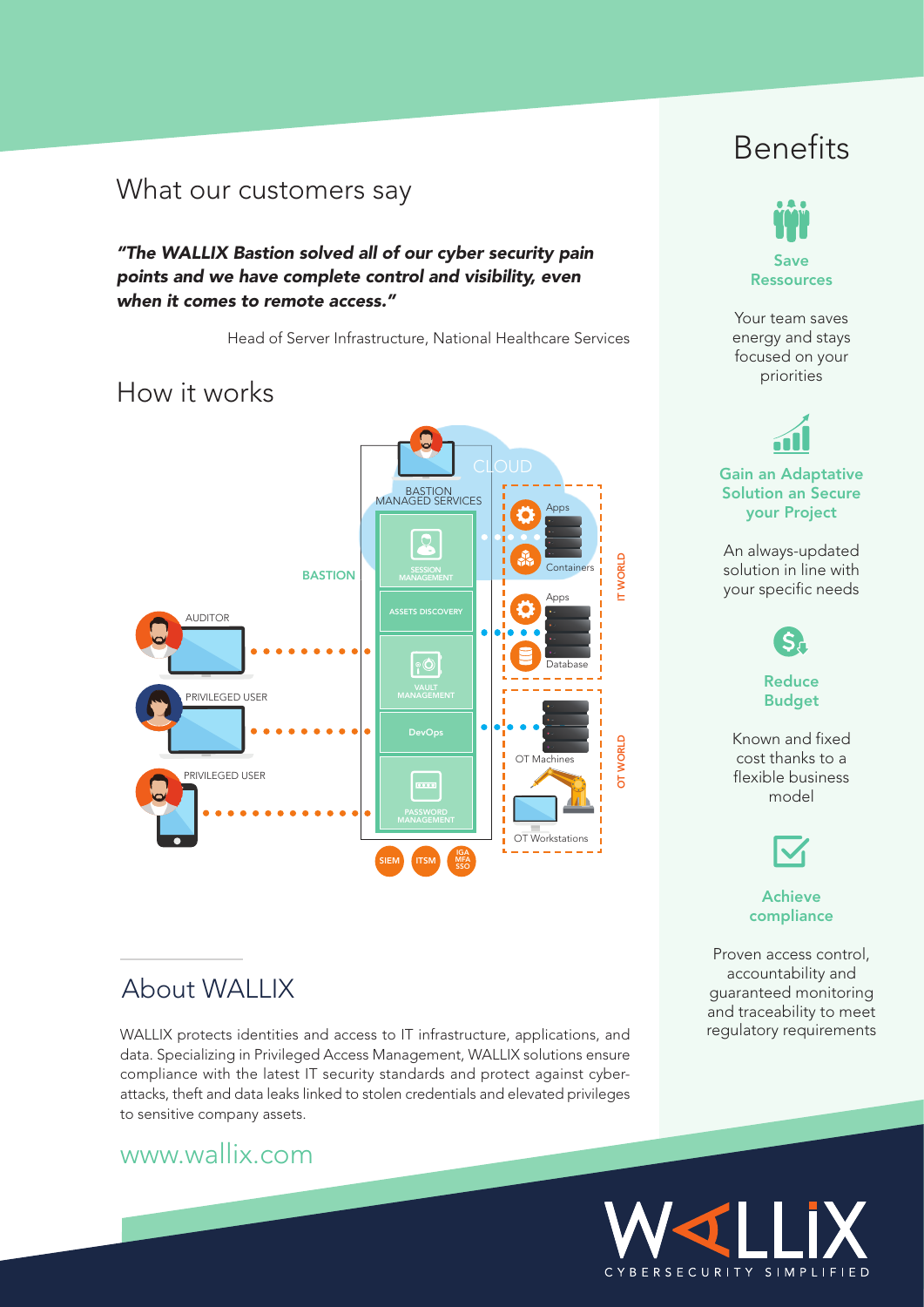## What our customers say

***"The WALLIX Bastion solved all of our cyber security pain points and we have complete control and visibility, even when it comes to remote access."***

Head of Server Infrastructure, National Healthcare Services

## How it works

CLOUD
BASTION MANAGED SERVICES
BASTION
SESSION MANAGEMENT
ASSETS DISCOVERY
VAULT MANAGEMENT
DevOps
PASSWORD MANAGEMENT
AUDITOR
PRIVILEGED USER
PRIVILEGED USER
Apps
Containers
Apps
Database
IT WORLD
OT Machines
OT Workstations
OT WORLD
SIEM
ITSM
IGA MFA SSO

## About WALLIX

WALLIX protects identities and access to IT infrastructure, applications, and data. Specializing in Privileged Access Management, WALLIX solutions ensure compliance with the latest IT security standards and protect against cyber-attacks, theft and data leaks linked to stolen credentials and elevated privileges to sensitive company assets.

www.wallix.com

## Benefits

**Save Ressources**

Your team saves energy and stays focused on your priorities

**Gain an Adaptative Solution an Secure your Project**

An always-updated solution in line with your specific needs

**Reduce Budget**

Known and fixed cost thanks to a flexible business model

**Achieve compliance**

Proven access control, accountability and guaranteed monitoring and traceability to meet regulatory requirements

WALLIX
CYBERSECURITY SIMPLIFIED